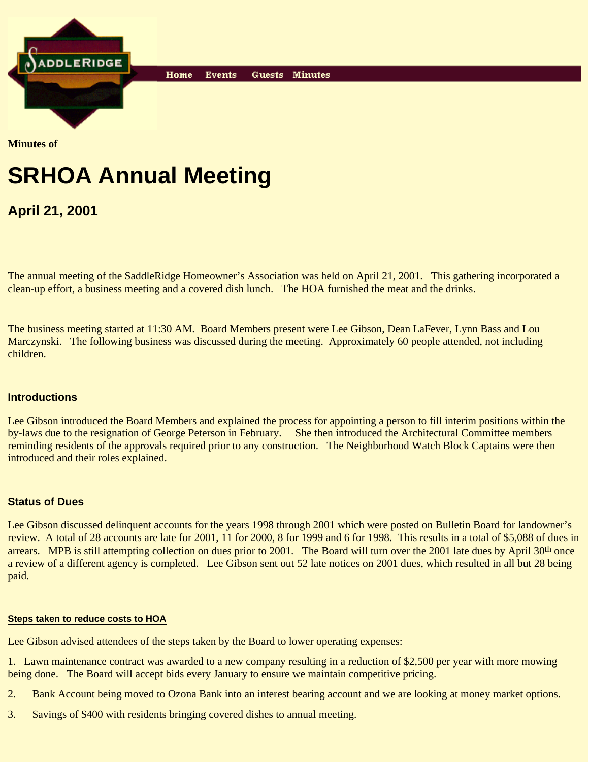Home Events Guests Minutes

**Minutes of**

# SRHOA Annual Meeting

## April 21, 2001

The annual meeting of the SaddleRidge Homeowner's Association was held on April 21, 2001. This gathering incorporated a clean-up effort, a business meeting and a covered dish lunch. The HOA furnished the meat and the drinks.

The business meeting started at 11:30 AM. Board Members present were Lee Gibson, Dean LaFever, Lynn Bass and Lou Marczynski. The following business was discussed during the meeting. Approximately 60 people attended, not including children.

### Introductions

Lee Gibson introduced the Board Members and explained the process for appointing a person to fill interim positions within the by-laws due to the resignation of George Peterson in February. She then introduced the Architectural Committee members reminding residents of the approvals required prior to any construction. The Neighborhood Watch Block Captains were then introduced and their roles explained.

### Status of Dues

Lee Gibson discussed delinquent accounts for the years 1998 through 2001 which were posted on Bulletin Board for landowner's review. A total of 28 accounts are late for 2001, 11 for 2000, 8 for 1999 and 6 for 1998. This results in a total of $5,088 of dues in arrears. MPB is still attempting collection on dues prior to 2001. The Board will turn over the 2001 late dues by April 30th once a review of a different agency is completed. Lee Gibson sent out 52 late notices on 2001 dues, which resulted in all but 28 being paid.

#### Steps taken to reduce costs to HOA

Lee Gibson advised attendees of the steps taken by the Board to lower operating expenses:

1. Lawn maintenance contract was awarded to a new company resulting in a reduction of $2,500 per year with more mowing being done. The Board will accept bids every January to ensure we maintain competitive pricing.
2. Bank Account being moved to Ozona Bank into an interest bearing account and we are looking at money market options.
3. Savings of $400 with residents bringing covered dishes to annual meeting.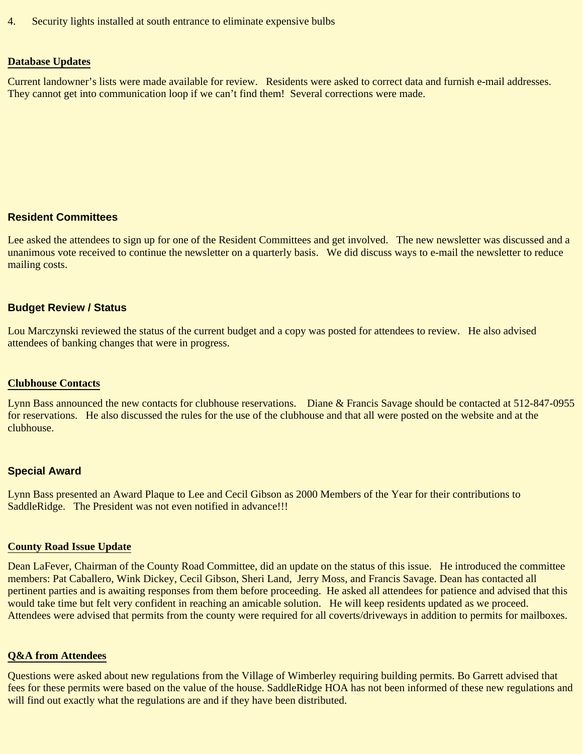4. Security lights installed at south entrance to eliminate expensive bulbs

## Database Updates

Current landowner's lists were made available for review. Residents were asked to correct data and furnish e-mail addresses. They cannot get into communication loop if we can't find them! Several corrections were made.

## Resident Committees

Lee asked the attendees to sign up for one of the Resident Committees and get involved. The new newsletter was discussed and a unanimous vote received to continue the newsletter on a quarterly basis. We did discuss ways to e-mail the newsletter to reduce mailing costs.

## Budget Review / Status

Lou Marczynski reviewed the status of the current budget and a copy was posted for attendees to review. He also advised attendees of banking changes that were in progress.

## Clubhouse Contacts

Lynn Bass announced the new contacts for clubhouse reservations. Diane & Francis Savage should be contacted at 512-847-0955 for reservations. He also discussed the rules for the use of the clubhouse and that all were posted on the website and at the clubhouse.

## Special Award

Lynn Bass presented an Award Plaque to Lee and Cecil Gibson as 2000 Members of the Year for their contributions to SaddleRidge. The President was not even notified in advance!!!

## County Road Issue Update

Dean LaFever, Chairman of the County Road Committee, did an update on the status of this issue. He introduced the committee members: Pat Caballero, Wink Dickey, Cecil Gibson, Sheri Land, Jerry Moss, and Francis Savage. Dean has contacted all pertinent parties and is awaiting responses from them before proceeding. He asked all attendees for patience and advised that this would take time but felt very confident in reaching an amicable solution. He will keep residents updated as we proceed. Attendees were advised that permits from the county were required for all coverts/driveways in addition to permits for mailboxes.

## Q&A from Attendees

Questions were asked about new regulations from the Village of Wimberley requiring building permits. Bo Garrett advised that fees for these permits were based on the value of the house. SaddleRidge HOA has not been informed of these new regulations and will find out exactly what the regulations are and if they have been distributed.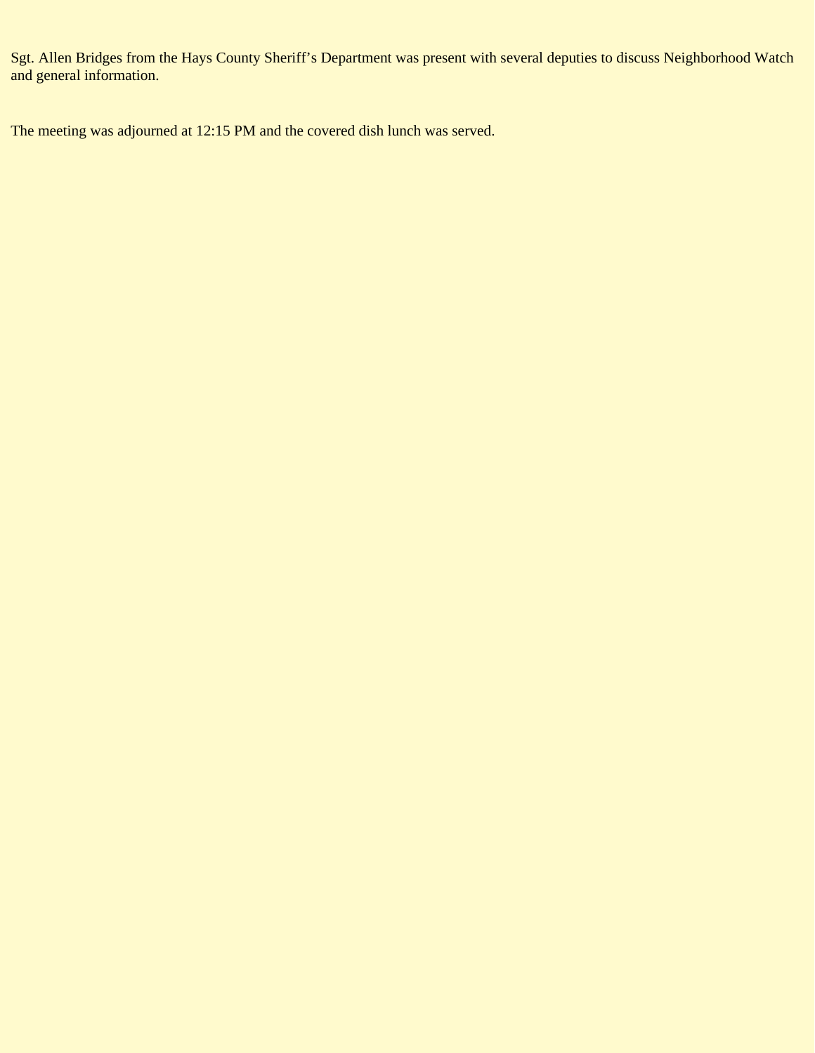Sgt. Allen Bridges from the Hays County Sheriff’s Department was present with several deputies to discuss Neighborhood Watch and general information.

The meeting was adjourned at 12:15 PM and the covered dish lunch was served.